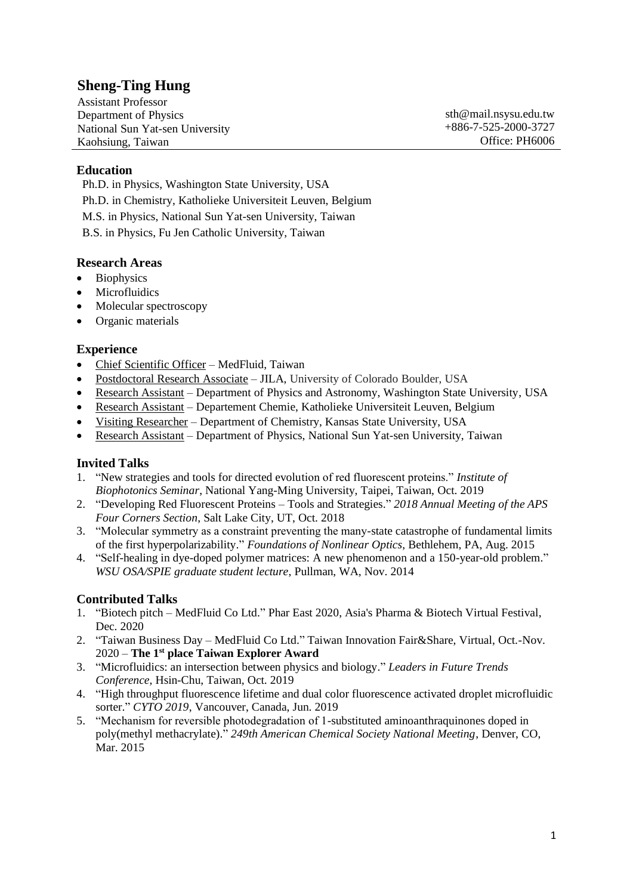# Sheng-Ting Hung

Assistant Professor
Department of Physics
National Sun Yat-sen University
Kaohsiung, Taiwan

sth@mail.nsysu.edu.tw
+886-7-525-2000-3727
Office: PH6006

## Education

Ph.D. in Physics, Washington State University, USA
Ph.D. in Chemistry, Katholieke Universiteit Leuven, Belgium
M.S. in Physics, National Sun Yat-sen University, Taiwan
B.S. in Physics, Fu Jen Catholic University, Taiwan

## Research Areas

- Biophysics
- Microfluidics
- Molecular spectroscopy
- Organic materials

## Experience

- Chief Scientific Officer – MedFluid, Taiwan
- Postdoctoral Research Associate – JILA, University of Colorado Boulder, USA
- Research Assistant – Department of Physics and Astronomy, Washington State University, USA
- Research Assistant – Departement Chemie, Katholieke Universiteit Leuven, Belgium
- Visiting Researcher – Department of Chemistry, Kansas State University, USA
- Research Assistant – Department of Physics, National Sun Yat-sen University, Taiwan

## Invited Talks

1. "New strategies and tools for directed evolution of red fluorescent proteins." *Institute of Biophotonics Seminar*, National Yang-Ming University, Taipei, Taiwan, Oct. 2019
2. "Developing Red Fluorescent Proteins – Tools and Strategies." *2018 Annual Meeting of the APS Four Corners Section*, Salt Lake City, UT, Oct. 2018
3. "Molecular symmetry as a constraint preventing the many-state catastrophe of fundamental limits of the first hyperpolarizability." *Foundations of Nonlinear Optics*, Bethlehem, PA, Aug. 2015
4. "Self-healing in dye-doped polymer matrices: A new phenomenon and a 150-year-old problem." *WSU OSA/SPIE graduate student lecture*, Pullman, WA, Nov. 2014

## Contributed Talks

1. "Biotech pitch – MedFluid Co Ltd." Phar East 2020, Asia's Pharma & Biotech Virtual Festival, Dec. 2020
2. "Taiwan Business Day – MedFluid Co Ltd." Taiwan Innovation Fair&Share, Virtual, Oct.-Nov. 2020 – **The 1st place Taiwan Explorer Award**
3. "Microfluidics: an intersection between physics and biology." *Leaders in Future Trends Conference*, Hsin-Chu, Taiwan, Oct. 2019
4. "High throughput fluorescence lifetime and dual color fluorescence activated droplet microfluidic sorter." *CYTO 2019*, Vancouver, Canada, Jun. 2019
5. "Mechanism for reversible photodegradation of 1-substituted aminoanthraquinones doped in poly(methyl methacrylate)." *249th American Chemical Society National Meeting*, Denver, CO, Mar. 2015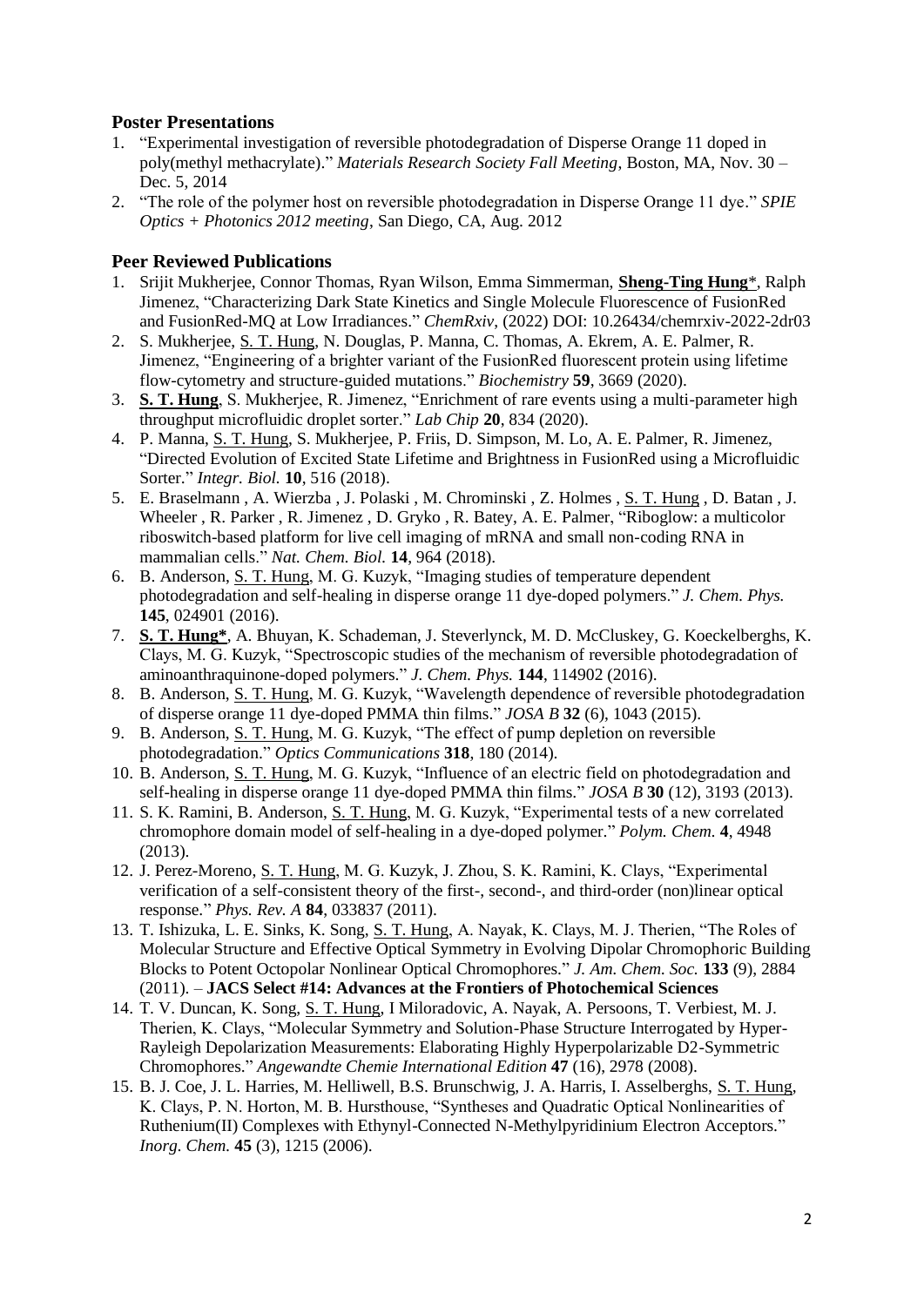## Poster Presentations

1. "Experimental investigation of reversible photodegradation of Disperse Orange 11 doped in poly(methyl methacrylate)." *Materials Research Society Fall Meeting*, Boston, MA, Nov. 30 – Dec. 5, 2014
2. "The role of the polymer host on reversible photodegradation in Disperse Orange 11 dye." *SPIE Optics + Photonics 2012 meeting*, San Diego, CA, Aug. 2012

## Peer Reviewed Publications

1. Srijit Mukherjee, Connor Thomas, Ryan Wilson, Emma Simmerman, **Sheng-Ting Hung***, Ralph Jimenez, "Characterizing Dark State Kinetics and Single Molecule Fluorescence of FusionRed and FusionRed-MQ at Low Irradiances." *ChemRxiv*, (2022) DOI: 10.26434/chemrxiv-2022-2dr03
2. S. Mukherjee, S. T. Hung, N. Douglas, P. Manna, C. Thomas, A. Ekrem, A. E. Palmer, R. Jimenez, "Engineering of a brighter variant of the FusionRed fluorescent protein using lifetime flow-cytometry and structure-guided mutations." *Biochemistry* **59**, 3669 (2020).
3. **S. T. Hung**, S. Mukherjee, R. Jimenez, "Enrichment of rare events using a multi-parameter high throughput microfluidic droplet sorter." *Lab Chip* **20**, 834 (2020).
4. P. Manna, S. T. Hung, S. Mukherjee, P. Friis, D. Simpson, M. Lo, A. E. Palmer, R. Jimenez, "Directed Evolution of Excited State Lifetime and Brightness in FusionRed using a Microfluidic Sorter." *Integr. Biol.* **10**, 516 (2018).
5. E. Braselmann , A. Wierzba , J. Polaski , M. Chrominski , Z. Holmes , S. T. Hung , D. Batan , J. Wheeler , R. Parker , R. Jimenez , D. Gryko , R. Batey, A. E. Palmer, "Riboglow: a multicolor riboswitch-based platform for live cell imaging of mRNA and small non-coding RNA in mammalian cells." *Nat. Chem. Biol.* **14**, 964 (2018).
6. B. Anderson, S. T. Hung, M. G. Kuzyk, "Imaging studies of temperature dependent photodegradation and self-healing in disperse orange 11 dye-doped polymers." *J. Chem. Phys.* **145**, 024901 (2016).
7. **S. T. Hung***, A. Bhuyan, K. Schademan, J. Steverlynck, M. D. McCluskey, G. Koeckelberghs, K. Clays, M. G. Kuzyk, "Spectroscopic studies of the mechanism of reversible photodegradation of aminoanthraquinone-doped polymers." *J. Chem. Phys.* **144**, 114902 (2016).
8. B. Anderson, S. T. Hung, M. G. Kuzyk, "Wavelength dependence of reversible photodegradation of disperse orange 11 dye-doped PMMA thin films." *JOSA B* **32** (6), 1043 (2015).
9. B. Anderson, S. T. Hung, M. G. Kuzyk, "The effect of pump depletion on reversible photodegradation." *Optics Communications* **318**, 180 (2014).
10. B. Anderson, S. T. Hung, M. G. Kuzyk, "Influence of an electric field on photodegradation and self-healing in disperse orange 11 dye-doped PMMA thin films." *JOSA B* **30** (12), 3193 (2013).
11. S. K. Ramini, B. Anderson, S. T. Hung, M. G. Kuzyk, "Experimental tests of a new correlated chromophore domain model of self-healing in a dye-doped polymer." *Polym. Chem.* **4**, 4948 (2013).
12. J. Perez-Moreno, S. T. Hung, M. G. Kuzyk, J. Zhou, S. K. Ramini, K. Clays, "Experimental verification of a self-consistent theory of the first-, second-, and third-order (non)linear optical response." *Phys. Rev. A* **84**, 033837 (2011).
13. T. Ishizuka, L. E. Sinks, K. Song, S. T. Hung, A. Nayak, K. Clays, M. J. Therien, "The Roles of Molecular Structure and Effective Optical Symmetry in Evolving Dipolar Chromophoric Building Blocks to Potent Octopolar Nonlinear Optical Chromophores." *J. Am. Chem. Soc.* **133** (9), 2884 (2011). – **JACS Select #14: Advances at the Frontiers of Photochemical Sciences**
14. T. V. Duncan, K. Song, S. T. Hung, I Miloradovic, A. Nayak, A. Persoons, T. Verbiest, M. J. Therien, K. Clays, "Molecular Symmetry and Solution-Phase Structure Interrogated by Hyper-Rayleigh Depolarization Measurements: Elaborating Highly Hyperpolarizable D2-Symmetric Chromophores." *Angewandte Chemie International Edition* **47** (16), 2978 (2008).
15. B. J. Coe, J. L. Harries, M. Helliwell, B.S. Brunschwig, J. A. Harris, I. Asselberghs, S. T. Hung, K. Clays, P. N. Horton, M. B. Hursthouse, "Syntheses and Quadratic Optical Nonlinearities of Ruthenium(II) Complexes with Ethynyl-Connected N-Methylpyridinium Electron Acceptors." *Inorg. Chem.* **45** (3), 1215 (2006).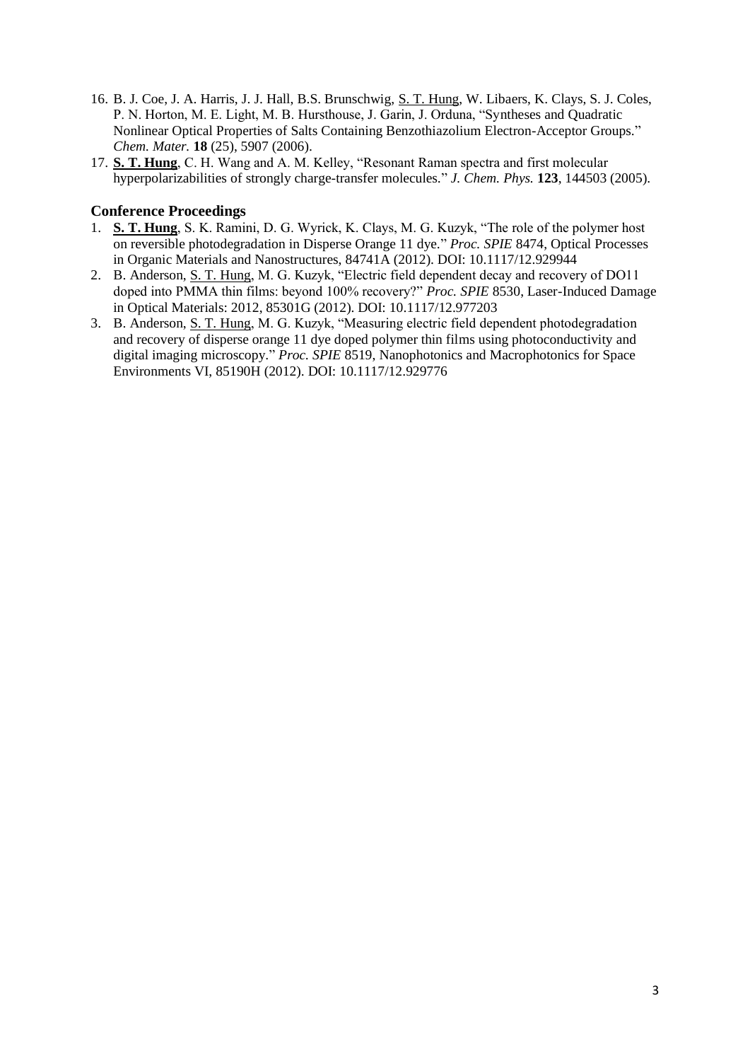16. B. J. Coe, J. A. Harris, J. J. Hall, B.S. Brunschwig, S. T. Hung, W. Libaers, K. Clays, S. J. Coles, P. N. Horton, M. E. Light, M. B. Hursthouse, J. Garin, J. Orduna, "Syntheses and Quadratic Nonlinear Optical Properties of Salts Containing Benzothiazolium Electron-Acceptor Groups." *Chem. Mater.* **18** (25), 5907 (2006).
17. **S. T. Hung**, C. H. Wang and A. M. Kelley, "Resonant Raman spectra and first molecular hyperpolarizabilities of strongly charge-transfer molecules." *J. Chem. Phys.* **123**, 144503 (2005).

### Conference Proceedings

1. **S. T. Hung**, S. K. Ramini, D. G. Wyrick, K. Clays, M. G. Kuzyk, "The role of the polymer host on reversible photodegradation in Disperse Orange 11 dye." *Proc. SPIE* 8474, Optical Processes in Organic Materials and Nanostructures, 84741A (2012). DOI: 10.1117/12.929944
2. B. Anderson, S. T. Hung, M. G. Kuzyk, "Electric field dependent decay and recovery of DO11 doped into PMMA thin films: beyond 100% recovery?" *Proc. SPIE* 8530, Laser-Induced Damage in Optical Materials: 2012, 85301G (2012). DOI: 10.1117/12.977203
3. B. Anderson, S. T. Hung, M. G. Kuzyk, "Measuring electric field dependent photodegradation and recovery of disperse orange 11 dye doped polymer thin films using photoconductivity and digital imaging microscopy." *Proc. SPIE* 8519, Nanophotonics and Macrophotonics for Space Environments VI, 85190H (2012). DOI: 10.1117/12.929776